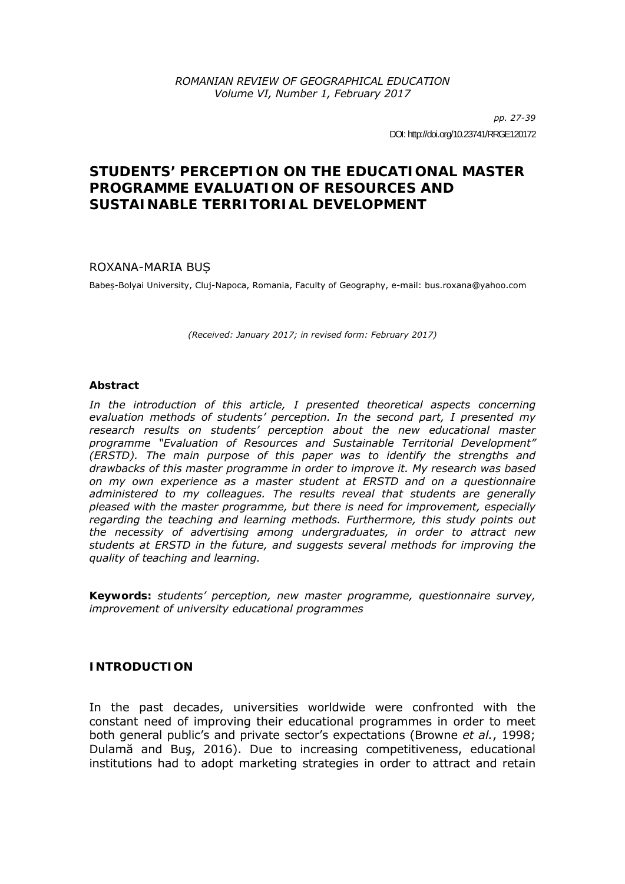# STUDENTS' PERCEPTION ON THE EDUCATIONAL MASTER PROGRAMME EVALUATION OF RESOURCES AND SUSTAINABLE TERRITORIAL DEVELOPMENT

ROXANA-MARIA BUȘ

Babeș-Bolyai University, Cluj-Napoca, Romania, Faculty of Geography, e-mail: bus.roxana@yahoo.com

*(Received: January 2017; in revised form: February 2017)*

DOI: http://doi.org/10.23741/RRGE120172

### Abstract

*In the introduction of this article, I presented theoretical aspects concerning evaluation methods of students' perception. In the second part, I presented my research results on students' perception about the new educational master programme "Evaluation of Resources and Sustainable Territorial Development" (ERSTD). The main purpose of this paper was to identify the strengths and drawbacks of this master programme in order to improve it. My research was based on my own experience as a master student at ERSTD and on a questionnaire administered to my colleagues. The results reveal that students are generally pleased with the master programme, but there is need for improvement, especially regarding the teaching and learning methods. Furthermore, this study points out the necessity of advertising among undergraduates, in order to attract new students at ERSTD in the future, and suggests several methods for improving the quality of teaching and learning.*

**Keywords:** *students' perception, new master programme, questionnaire survey, improvement of university educational programmes*

## INTRODUCTION

In the past decades, universities worldwide were confronted with the constant need of improving their educational programmes in order to meet both general public's and private sector's expectations (Browne *et al.*, 1998; Dulamă and Buş, 2016). Due to increasing competitiveness, educational institutions had to adopt marketing strategies in order to attract and retain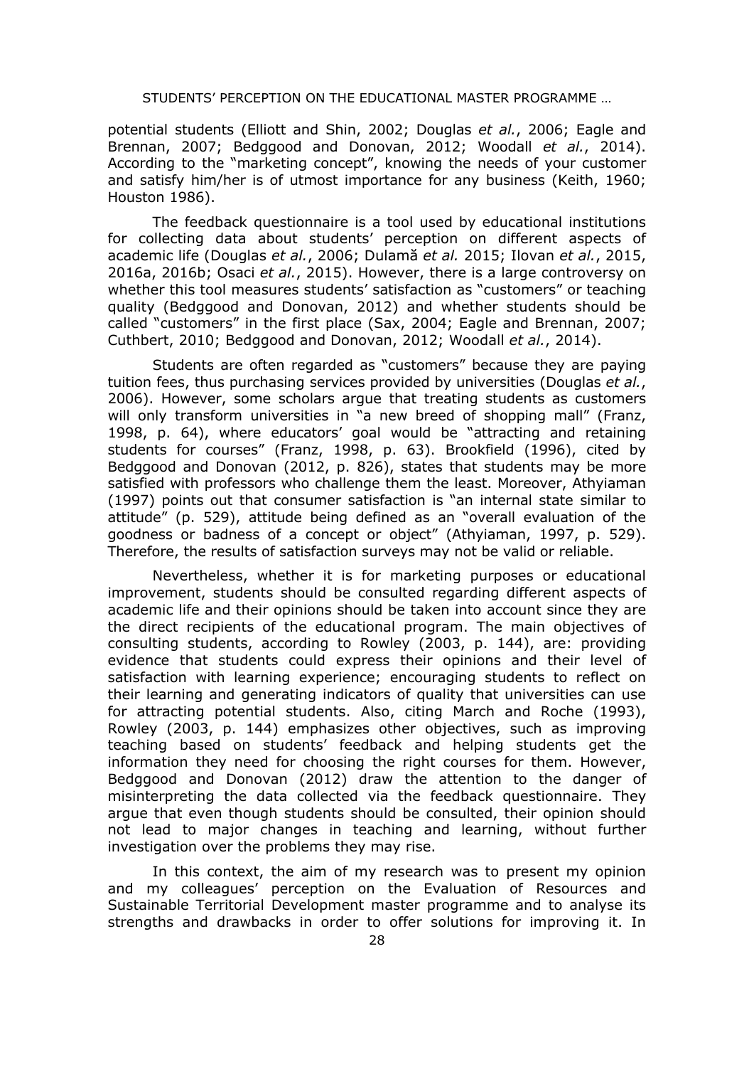potential students (Elliott and Shin, 2002; Douglas *et al.*, 2006; Eagle and Brennan, 2007; Bedggood and Donovan, 2012; Woodall *et al.*, 2014). According to the "marketing concept", knowing the needs of your customer and satisfy him/her is of utmost importance for any business (Keith, 1960; Houston 1986).

The feedback questionnaire is a tool used by educational institutions for collecting data about students' perception on different aspects of academic life (Douglas *et al.*, 2006; Dulamă *et al.* 2015; Ilovan *et al.*, 2015, 2016a, 2016b; Osaci *et al.*, 2015). However, there is a large controversy on whether this tool measures students' satisfaction as "customers" or teaching quality (Bedggood and Donovan, 2012) and whether students should be called "customers" in the first place (Sax, 2004; Eagle and Brennan, 2007; Cuthbert, 2010; Bedggood and Donovan, 2012; Woodall *et al.*, 2014).

Students are often regarded as "customers" because they are paying tuition fees, thus purchasing services provided by universities (Douglas *et al.*, 2006). However, some scholars argue that treating students as customers will only transform universities in "a new breed of shopping mall" (Franz, 1998, p. 64), where educators' goal would be "attracting and retaining students for courses" (Franz, 1998, p. 63). Brookfield (1996), cited by Bedggood and Donovan (2012, p. 826), states that students may be more satisfied with professors who challenge them the least. Moreover, Athyiaman (1997) points out that consumer satisfaction is "an internal state similar to attitude" (p. 529), attitude being defined as an "overall evaluation of the goodness or badness of a concept or object" (Athyiaman, 1997, p. 529). Therefore, the results of satisfaction surveys may not be valid or reliable.

Nevertheless, whether it is for marketing purposes or educational improvement, students should be consulted regarding different aspects of academic life and their opinions should be taken into account since they are the direct recipients of the educational program. The main objectives of consulting students, according to Rowley (2003, p. 144), are: providing evidence that students could express their opinions and their level of satisfaction with learning experience; encouraging students to reflect on their learning and generating indicators of quality that universities can use for attracting potential students. Also, citing March and Roche (1993), Rowley (2003, p. 144) emphasizes other objectives, such as improving teaching based on students' feedback and helping students get the information they need for choosing the right courses for them. However, Bedggood and Donovan (2012) draw the attention to the danger of misinterpreting the data collected via the feedback questionnaire. They argue that even though students should be consulted, their opinion should not lead to major changes in teaching and learning, without further investigation over the problems they may rise.

In this context, the aim of my research was to present my opinion and my colleagues' perception on the Evaluation of Resources and Sustainable Territorial Development master programme and to analyse its strengths and drawbacks in order to offer solutions for improving it. In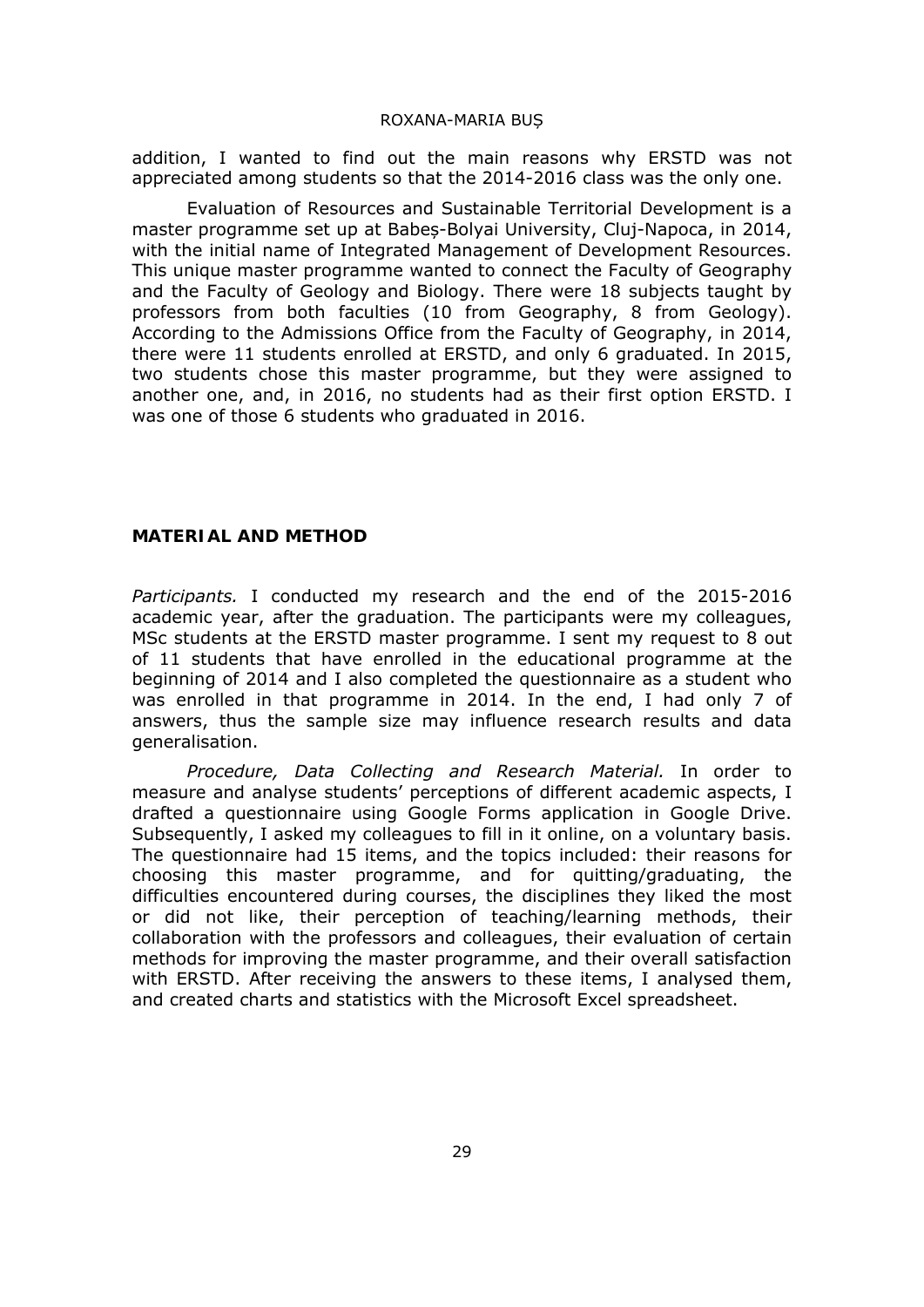addition, I wanted to find out the main reasons why ERSTD was not appreciated among students so that the 2014-2016 class was the only one.

Evaluation of Resources and Sustainable Territorial Development is a master programme set up at Babeș-Bolyai University, Cluj-Napoca, in 2014, with the initial name of Integrated Management of Development Resources. This unique master programme wanted to connect the Faculty of Geography and the Faculty of Geology and Biology. There were 18 subjects taught by professors from both faculties (10 from Geography, 8 from Geology). According to the Admissions Office from the Faculty of Geography, in 2014, there were 11 students enrolled at ERSTD, and only 6 graduated. In 2015, two students chose this master programme, but they were assigned to another one, and, in 2016, no students had as their first option ERSTD. I was one of those 6 students who graduated in 2016.

## MATERIAL AND METHOD

*Participants.* I conducted my research and the end of the 2015-2016 academic year, after the graduation. The participants were my colleagues, MSc students at the ERSTD master programme. I sent my request to 8 out of 11 students that have enrolled in the educational programme at the beginning of 2014 and I also completed the questionnaire as a student who was enrolled in that programme in 2014. In the end, I had only 7 of answers, thus the sample size may influence research results and data generalisation.

*Procedure, Data Collecting and Research Material.* In order to measure and analyse students' perceptions of different academic aspects, I drafted a questionnaire using Google Forms application in Google Drive. Subsequently, I asked my colleagues to fill in it online, on a voluntary basis. The questionnaire had 15 items, and the topics included: their reasons for choosing this master programme, and for quitting/graduating, the difficulties encountered during courses, the disciplines they liked the most or did not like, their perception of teaching/learning methods, their collaboration with the professors and colleagues, their evaluation of certain methods for improving the master programme, and their overall satisfaction with ERSTD. After receiving the answers to these items, I analysed them, and created charts and statistics with the Microsoft Excel spreadsheet.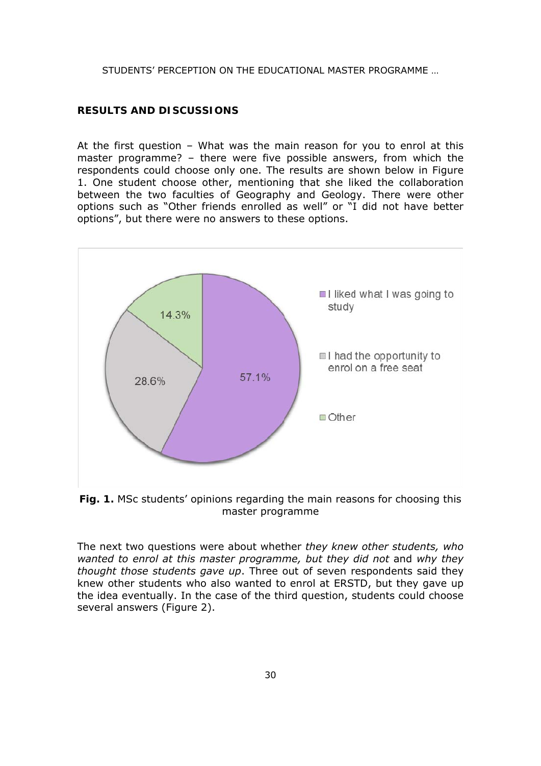## RESULTS AND DISCUSSIONS

At the first question – What was the main reason for you to enrol at this master programme? – there were five possible answers, from which the respondents could choose only one. The results are shown below in Figure 1. One student choose other, mentioning that she liked the collaboration between the two faculties of Geography and Geology. There were other options such as "Other friends enrolled as well" or "I did not have better options", but there were no answers to these options.

**Fig. 1.** MSc students' opinions regarding the main reasons for choosing this master programme

The next two questions were about whether *they knew other students, who wanted to enrol at this master programme, but they did not* and *why they thought those students gave up*. Three out of seven respondents said they knew other students who also wanted to enrol at ERSTD, but they gave up the idea eventually. In the case of the third question, students could choose several answers (Figure 2).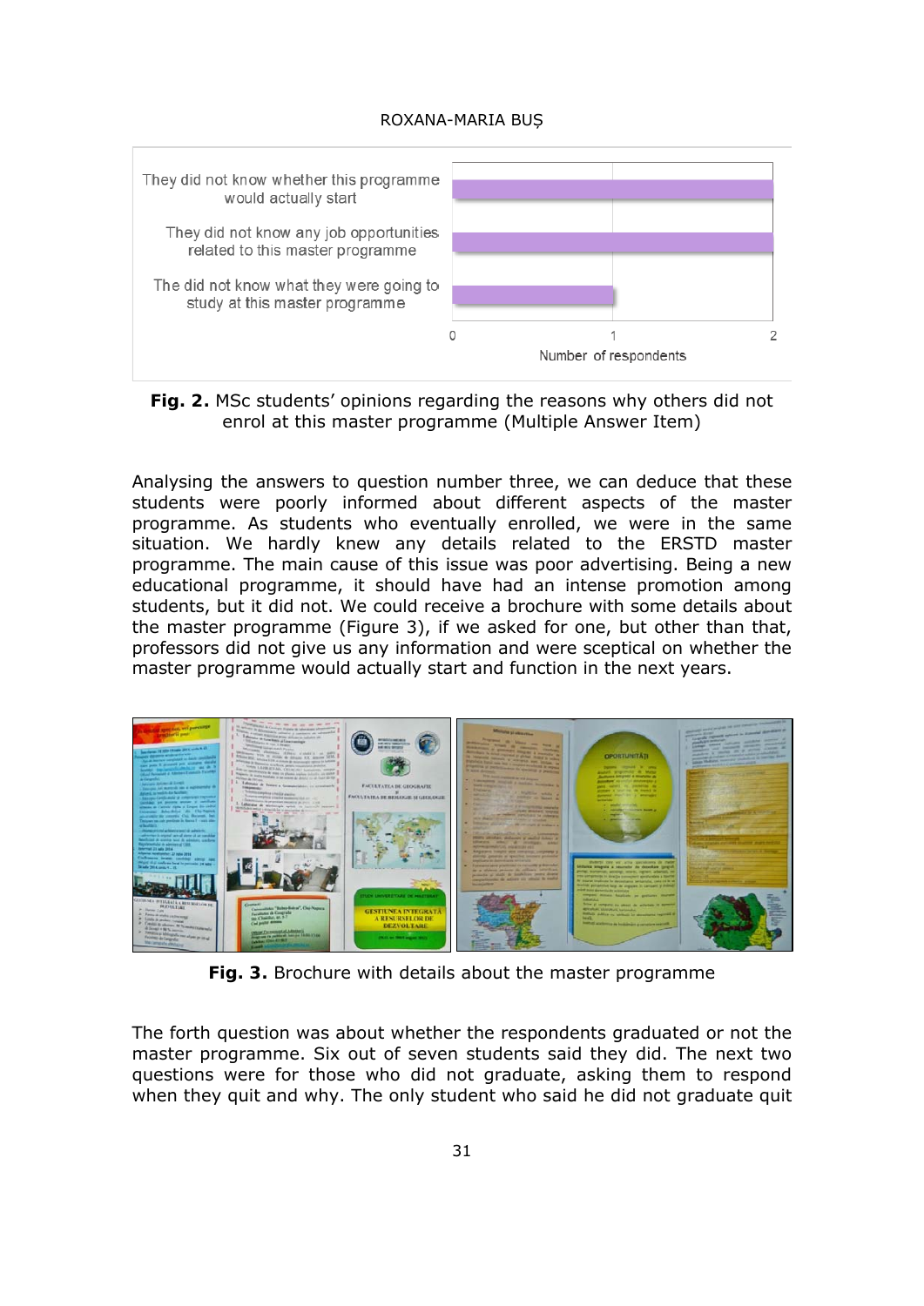**Fig. 2.** MSc students' opinions regarding the reasons why others did not enrol at this master programme (Multiple Answer Item)

Analysing the answers to question number three, we can deduce that these students were poorly informed about different aspects of the master programme. As students who eventually enrolled, we were in the same situation. We hardly knew any details related to the ERSTD master programme. The main cause of this issue was poor advertising. Being a new educational programme, it should have had an intense promotion among students, but it did not. We could receive a brochure with some details about the master programme (Figure 3), if we asked for one, but other than that, professors did not give us any information and were sceptical on whether the master programme would actually start and function in the next years.

**Fig. 3.** Brochure with details about the master programme

The forth question was about whether the respondents graduated or not the master programme. Six out of seven students said they did. The next two questions were for those who did not graduate, asking them to respond when they quit and why. The only student who said he did not graduate quit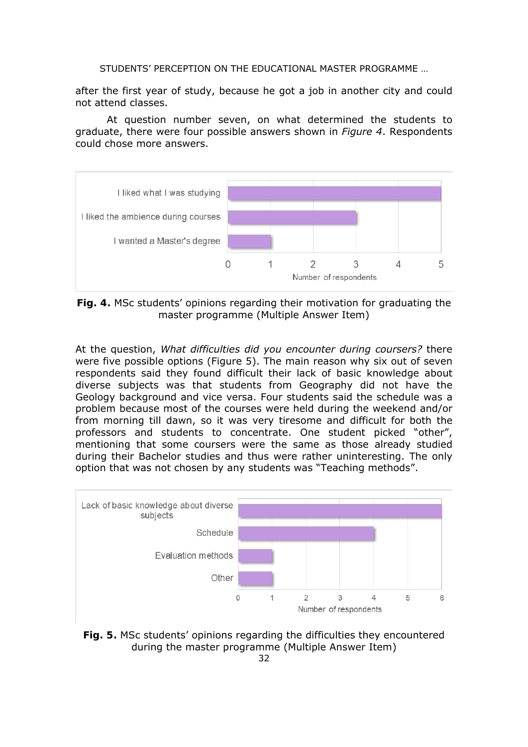after the first year of study, because he got a job in another city and could not attend classes.

At question number seven, on what determined the students to graduate, there were four possible answers shown in *Figure 4*. Respondents could chose more answers.

**Fig. 4.** MSc students' opinions regarding their motivation for graduating the master programme (Multiple Answer Item)

At the question, *What difficulties did you encounter during coursers?* there were five possible options (Figure 5). The main reason why six out of seven respondents said they found difficult their lack of basic knowledge about diverse subjects was that students from Geography did not have the Geology background and vice versa. Four students said the schedule was a problem because most of the courses were held during the weekend and/or from morning till dawn, so it was very tiresome and difficult for both the professors and students to concentrate. One student picked "other", mentioning that some coursers were the same as those already studied during their Bachelor studies and thus were rather uninteresting. The only option that was not chosen by any students was "Teaching methods".

**Fig. 5.** MSc students' opinions regarding the difficulties they encountered during the master programme (Multiple Answer Item)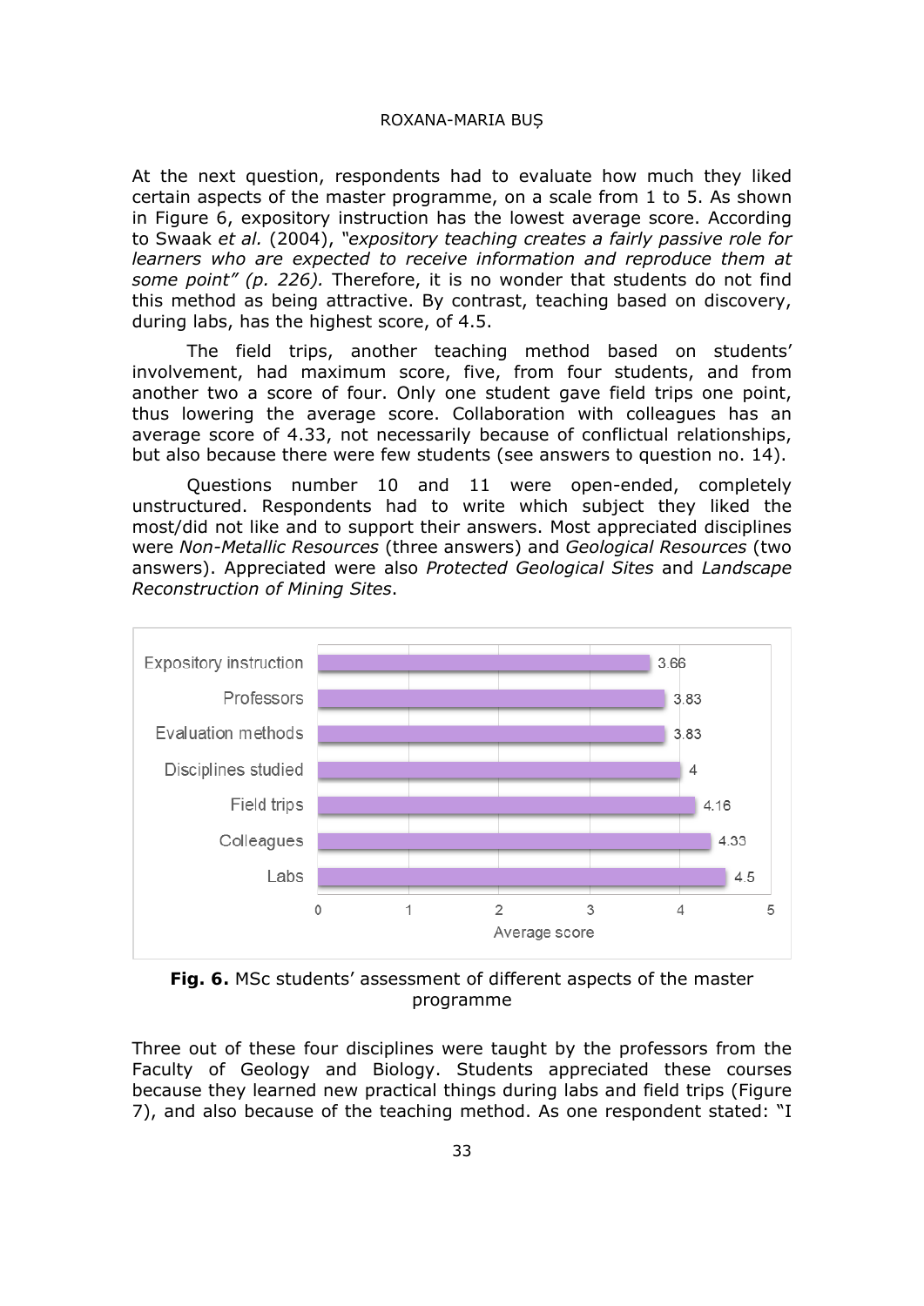At the next question, respondents had to evaluate how much they liked certain aspects of the master programme, on a scale from 1 to 5. As shown in Figure 6, expository instruction has the lowest average score. According to Swaak *et al.* (2004), *"expository teaching creates a fairly passive role for learners who are expected to receive information and reproduce them at some point" (p. 226).* Therefore, it is no wonder that students do not find this method as being attractive. By contrast, teaching based on discovery, during labs, has the highest score, of 4.5.

The field trips, another teaching method based on students' involvement, had maximum score, five, from four students, and from another two a score of four. Only one student gave field trips one point, thus lowering the average score. Collaboration with colleagues has an average score of 4.33, not necessarily because of conflictual relationships, but also because there were few students (see answers to question no. 14).

Questions number 10 and 11 were open-ended, completely unstructured. Respondents had to write which subject they liked the most/did not like and to support their answers. Most appreciated disciplines were *Non-Metallic Resources* (three answers) and *Geological Resources* (two answers). Appreciated were also *Protected Geological Sites* and *Landscape Reconstruction of Mining Sites*.

**Fig. 6.** MSc students' assessment of different aspects of the master programme

Three out of these four disciplines were taught by the professors from the Faculty of Geology and Biology. Students appreciated these courses because they learned new practical things during labs and field trips (Figure 7), and also because of the teaching method. As one respondent stated: "I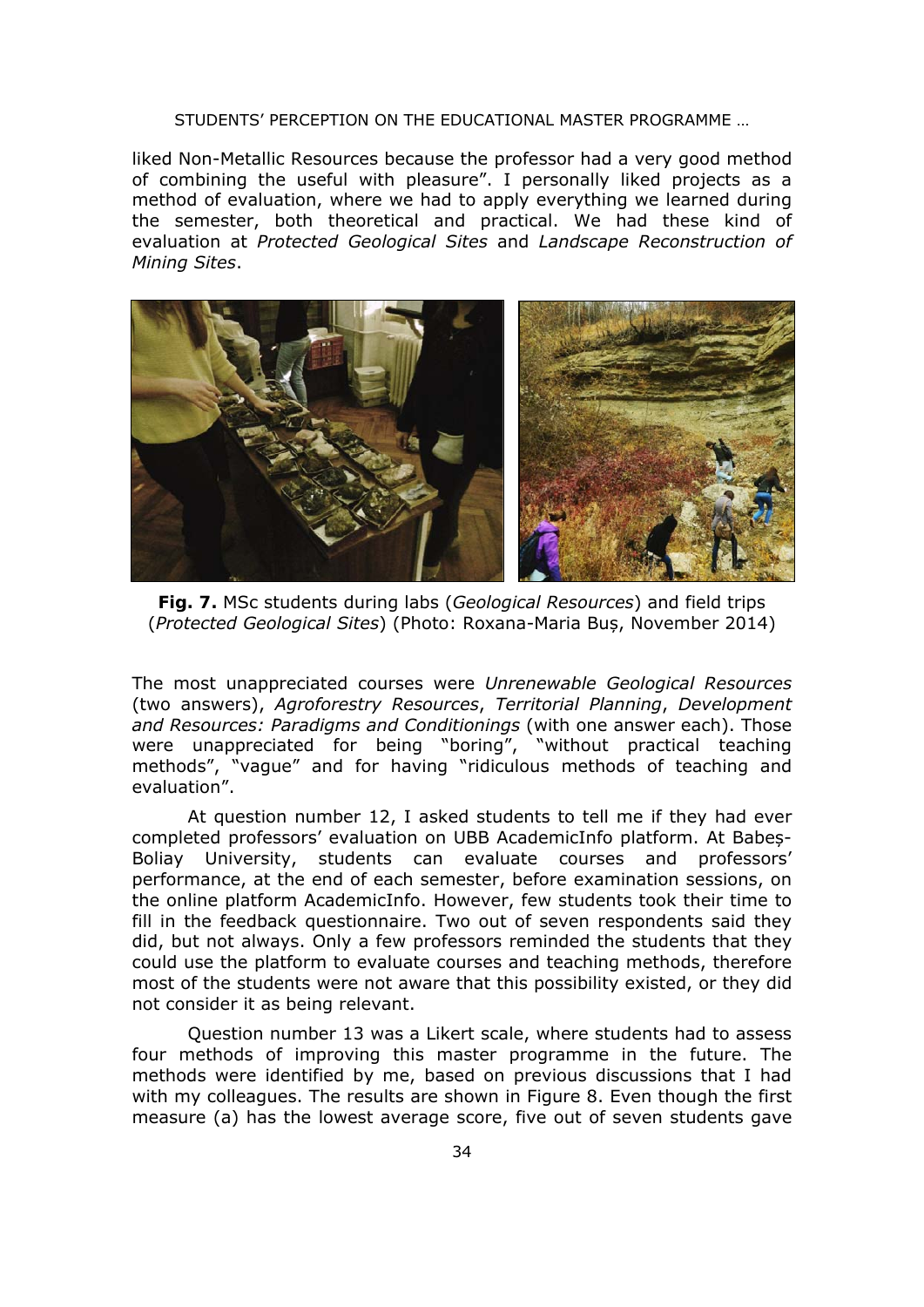liked Non-Metallic Resources because the professor had a very good method of combining the useful with pleasure". I personally liked projects as a method of evaluation, where we had to apply everything we learned during the semester, both theoretical and practical. We had these kind of evaluation at *Protected Geological Sites* and *Landscape Reconstruction of Mining Sites*.

**Fig. 7.** MSc students during labs (*Geological Resources*) and field trips (*Protected Geological Sites*) (Photo: Roxana-Maria Buș, November 2014)

The most unappreciated courses were *Unrenewable Geological Resources* (two answers), *Agroforestry Resources*, *Territorial Planning*, *Development and Resources: Paradigms and Conditionings* (with one answer each). Those were unappreciated for being "boring", "without practical teaching methods", "vague" and for having "ridiculous methods of teaching and evaluation".

At question number 12, I asked students to tell me if they had ever completed professors' evaluation on UBB AcademicInfo platform. At Babeș-Boliay University, students can evaluate courses and professors' performance, at the end of each semester, before examination sessions, on the online platform AcademicInfo. However, few students took their time to fill in the feedback questionnaire. Two out of seven respondents said they did, but not always. Only a few professors reminded the students that they could use the platform to evaluate courses and teaching methods, therefore most of the students were not aware that this possibility existed, or they did not consider it as being relevant.

Question number 13 was a Likert scale, where students had to assess four methods of improving this master programme in the future. The methods were identified by me, based on previous discussions that I had with my colleagues. The results are shown in Figure 8. Even though the first measure (a) has the lowest average score, five out of seven students gave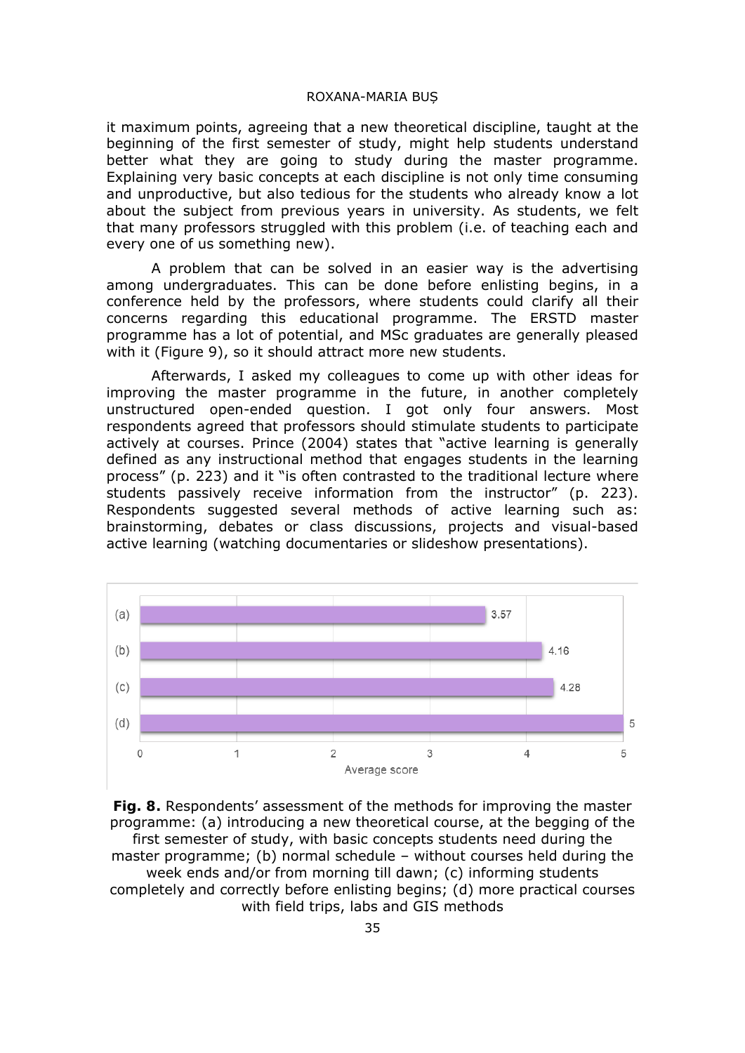it maximum points, agreeing that a new theoretical discipline, taught at the beginning of the first semester of study, might help students understand better what they are going to study during the master programme. Explaining very basic concepts at each discipline is not only time consuming and unproductive, but also tedious for the students who already know a lot about the subject from previous years in university. As students, we felt that many professors struggled with this problem (i.e. of teaching each and every one of us something new).

A problem that can be solved in an easier way is the advertising among undergraduates. This can be done before enlisting begins, in a conference held by the professors, where students could clarify all their concerns regarding this educational programme. The ERSTD master programme has a lot of potential, and MSc graduates are generally pleased with it (Figure 9), so it should attract more new students.

Afterwards, I asked my colleagues to come up with other ideas for improving the master programme in the future, in another completely unstructured open-ended question. I got only four answers. Most respondents agreed that professors should stimulate students to participate actively at courses. Prince (2004) states that "active learning is generally defined as any instructional method that engages students in the learning process" (p. 223) and it "is often contrasted to the traditional lecture where students passively receive information from the instructor" (p. 223). Respondents suggested several methods of active learning such as: brainstorming, debates or class discussions, projects and visual-based active learning (watching documentaries or slideshow presentations).

| | Average score |
|---|---|
| (a) | 3.57 |
| (b) | 4.16 |
| (c) | 4.28 |
| (d) | 5 |

**Fig. 8.** Respondents' assessment of the methods for improving the master programme: (a) introducing a new theoretical course, at the begging of the first semester of study, with basic concepts students need during the master programme; (b) normal schedule – without courses held during the week ends and/or from morning till dawn; (c) informing students completely and correctly before enlisting begins; (d) more practical courses with field trips, labs and GIS methods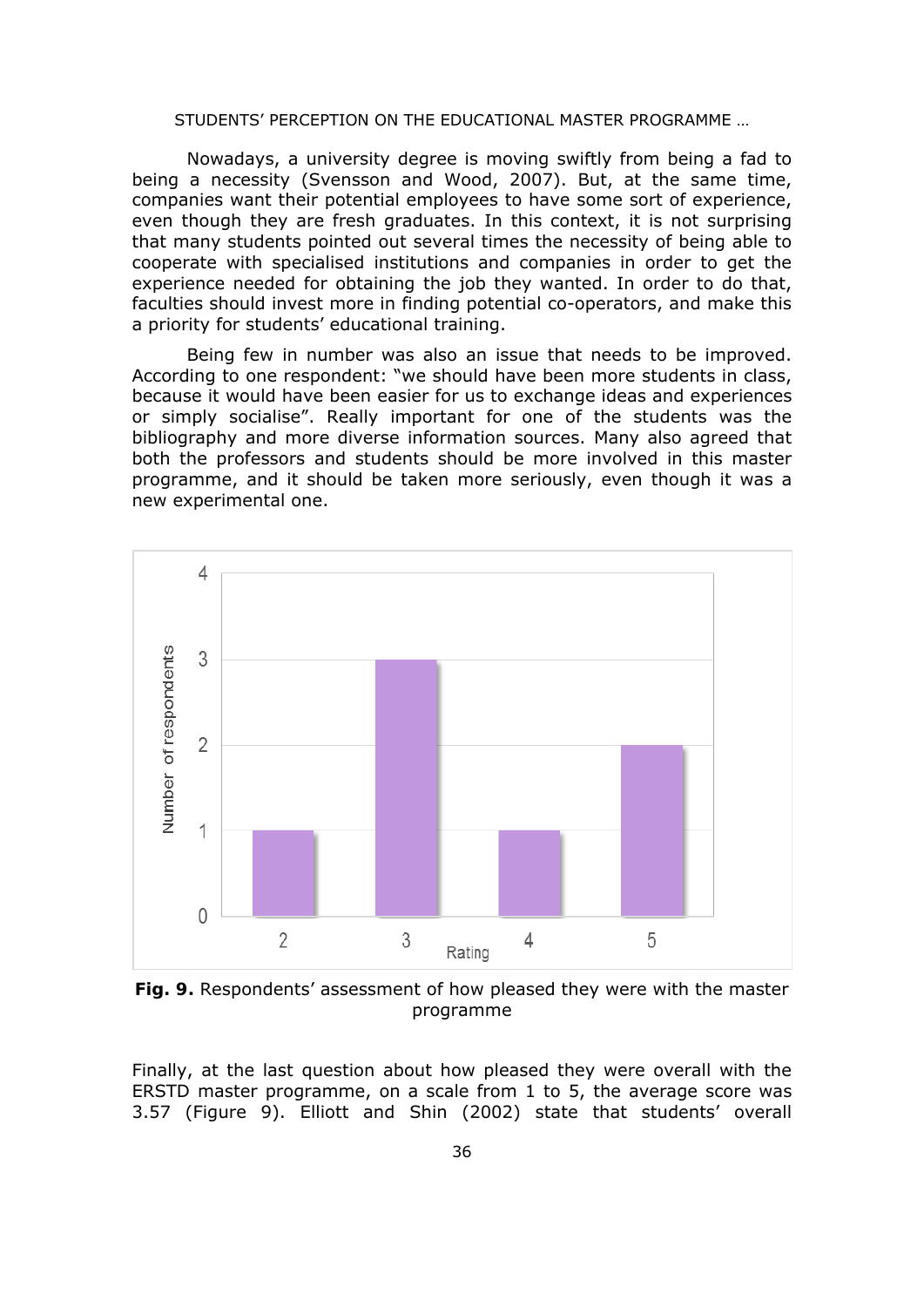Nowadays, a university degree is moving swiftly from being a fad to being a necessity (Svensson and Wood, 2007). But, at the same time, companies want their potential employees to have some sort of experience, even though they are fresh graduates. In this context, it is not surprising that many students pointed out several times the necessity of being able to cooperate with specialised institutions and companies in order to get the experience needed for obtaining the job they wanted. In order to do that, faculties should invest more in finding potential co-operators, and make this a priority for students' educational training.

Being few in number was also an issue that needs to be improved. According to one respondent: "we should have been more students in class, because it would have been easier for us to exchange ideas and experiences or simply socialise". Really important for one of the students was the bibliography and more diverse information sources. Many also agreed that both the professors and students should be more involved in this master programme, and it should be taken more seriously, even though it was a new experimental one.

**Fig. 9.** Respondents' assessment of how pleased they were with the master programme

Finally, at the last question about how pleased they were overall with the ERSTD master programme, on a scale from 1 to 5, the average score was 3.57 (Figure 9). Elliott and Shin (2002) state that students' overall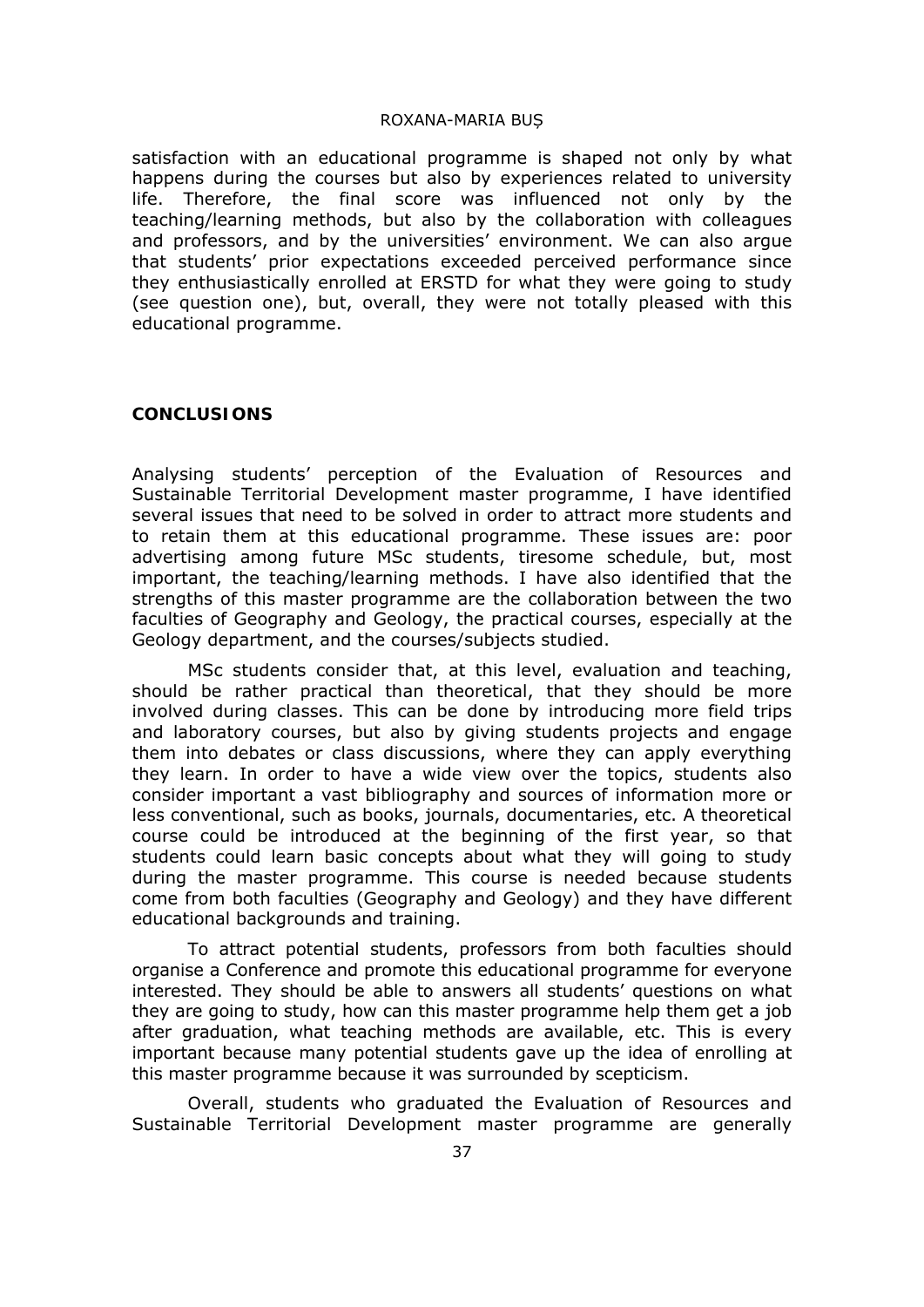satisfaction with an educational programme is shaped not only by what happens during the courses but also by experiences related to university life. Therefore, the final score was influenced not only by the teaching/learning methods, but also by the collaboration with colleagues and professors, and by the universities' environment. We can also argue that students' prior expectations exceeded perceived performance since they enthusiastically enrolled at ERSTD for what they were going to study (see question one), but, overall, they were not totally pleased with this educational programme.

## CONCLUSIONS

Analysing students' perception of the Evaluation of Resources and Sustainable Territorial Development master programme, I have identified several issues that need to be solved in order to attract more students and to retain them at this educational programme. These issues are: poor advertising among future MSc students, tiresome schedule, but, most important, the teaching/learning methods. I have also identified that the strengths of this master programme are the collaboration between the two faculties of Geography and Geology, the practical courses, especially at the Geology department, and the courses/subjects studied.

MSc students consider that, at this level, evaluation and teaching, should be rather practical than theoretical, that they should be more involved during classes. This can be done by introducing more field trips and laboratory courses, but also by giving students projects and engage them into debates or class discussions, where they can apply everything they learn. In order to have a wide view over the topics, students also consider important a vast bibliography and sources of information more or less conventional, such as books, journals, documentaries, etc. A theoretical course could be introduced at the beginning of the first year, so that students could learn basic concepts about what they will going to study during the master programme. This course is needed because students come from both faculties (Geography and Geology) and they have different educational backgrounds and training.

To attract potential students, professors from both faculties should organise a Conference and promote this educational programme for everyone interested. They should be able to answers all students' questions on what they are going to study, how can this master programme help them get a job after graduation, what teaching methods are available, etc. This is every important because many potential students gave up the idea of enrolling at this master programme because it was surrounded by scepticism.

Overall, students who graduated the Evaluation of Resources and Sustainable Territorial Development master programme are generally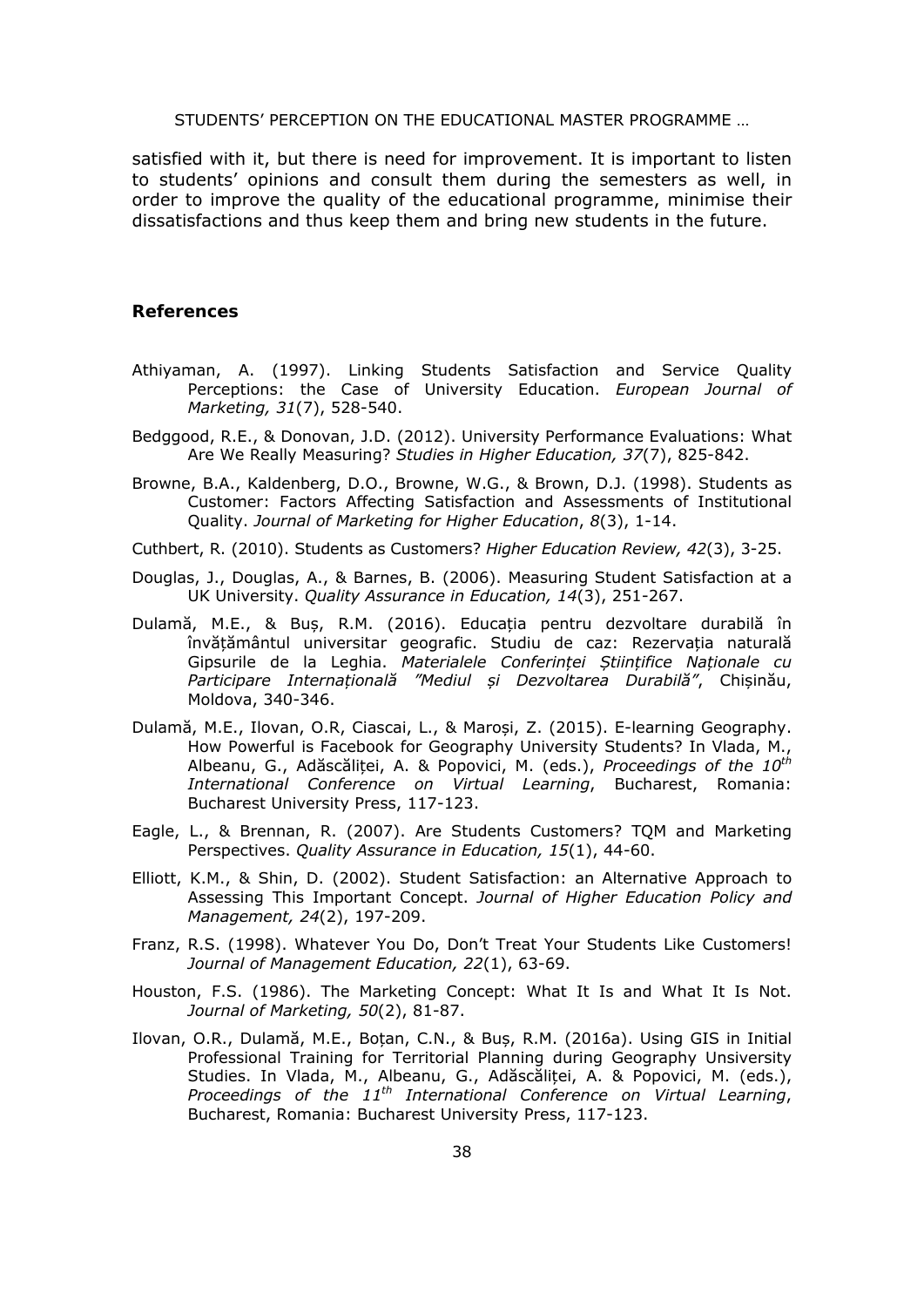satisfied with it, but there is need for improvement. It is important to listen to students' opinions and consult them during the semesters as well, in order to improve the quality of the educational programme, minimise their dissatisfactions and thus keep them and bring new students in the future.

## References

Athiyaman, A. (1997). Linking Students Satisfaction and Service Quality Perceptions: the Case of University Education. *European Journal of Marketing, 31*(7), 528-540.

Bedggood, R.E., & Donovan, J.D. (2012). University Performance Evaluations: What Are We Really Measuring? *Studies in Higher Education, 37*(7), 825-842.

Browne, B.A., Kaldenberg, D.O., Browne, W.G., & Brown, D.J. (1998). Students as Customer: Factors Affecting Satisfaction and Assessments of Institutional Quality. *Journal of Marketing for Higher Education*, *8*(3), 1-14.

Cuthbert, R. (2010). Students as Customers? *Higher Education Review, 42*(3), 3-25.

Douglas, J., Douglas, A., & Barnes, B. (2006). Measuring Student Satisfaction at a UK University. *Quality Assurance in Education, 14*(3), 251-267.

Dulamă, M.E., & Buș, R.M. (2016). Educația pentru dezvoltare durabilă în învățământul universitar geografic. Studiu de caz: Rezervația naturală Gipsurile de la Leghia. *Materialele Conferinței Științifice Naționale cu Participare Internațională "Mediul și Dezvoltarea Durabilă"*, Chișinău, Moldova, 340-346.

Dulamă, M.E., Ilovan, O.R, Ciascai, L., & Maroși, Z. (2015). E-learning Geography. How Powerful is Facebook for Geography University Students? In Vlada, M., Albeanu, G., Adăscăliței, A. & Popovici, M. (eds.), *Proceedings of the 10th International Conference on Virtual Learning*, Bucharest, Romania: Bucharest University Press, 117-123.

Eagle, L., & Brennan, R. (2007). Are Students Customers? TQM and Marketing Perspectives. *Quality Assurance in Education, 15*(1), 44-60.

Elliott, K.M., & Shin, D. (2002). Student Satisfaction: an Alternative Approach to Assessing This Important Concept. *Journal of Higher Education Policy and Management, 24*(2), 197-209.

Franz, R.S. (1998). Whatever You Do, Don't Treat Your Students Like Customers! *Journal of Management Education, 22*(1), 63-69.

Houston, F.S. (1986). The Marketing Concept: What It Is and What It Is Not. *Journal of Marketing, 50*(2), 81-87.

Ilovan, O.R., Dulamă, M.E., Boțan, C.N., & Buș, R.M. (2016a). Using GIS in Initial Professional Training for Territorial Planning during Geography Unsiversity Studies. In Vlada, M., Albeanu, G., Adăscăliței, A. & Popovici, M. (eds.), *Proceedings of the 11th International Conference on Virtual Learning*, Bucharest, Romania: Bucharest University Press, 117-123.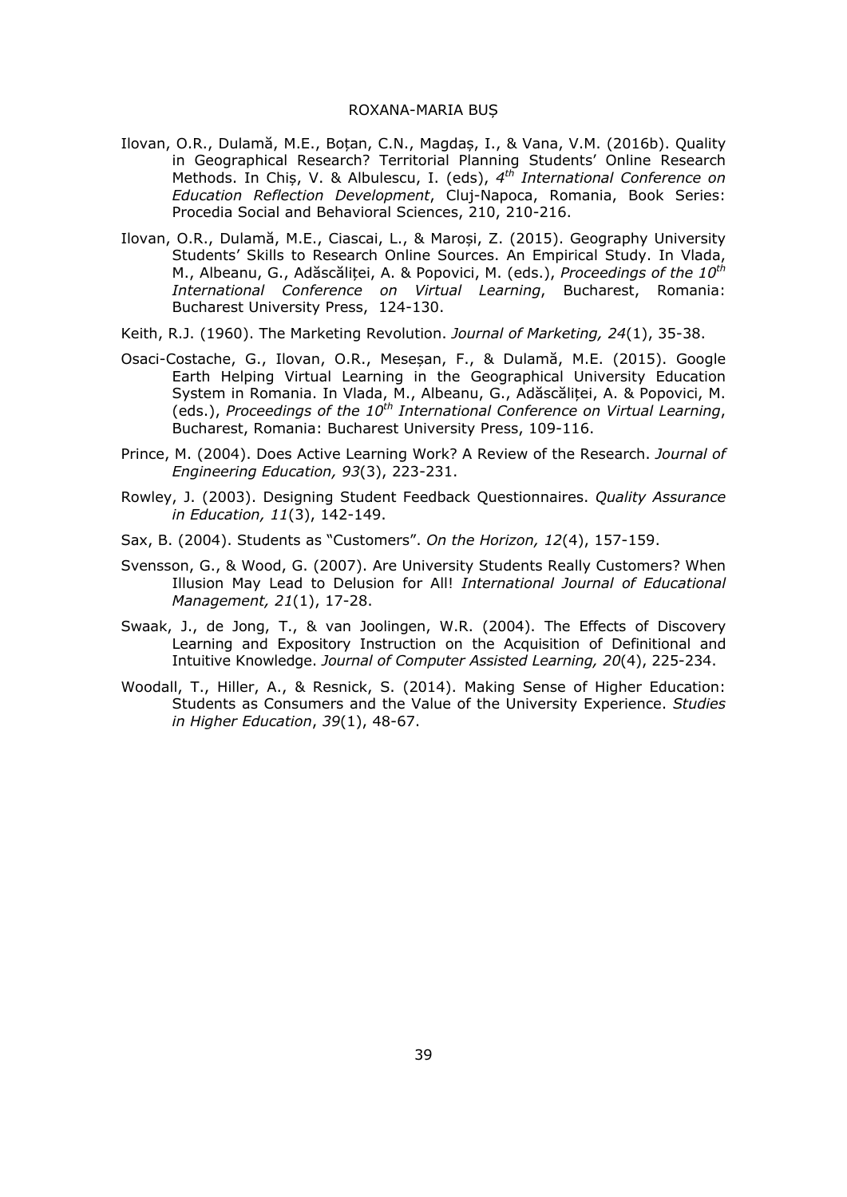Ilovan, O.R., Dulamă, M.E., Boțan, C.N., Magdaș, I., & Vana, V.M. (2016b). Quality in Geographical Research? Territorial Planning Students' Online Research Methods. In Chiș, V. & Albulescu, I. (eds), *4th International Conference on Education Reflection Development*, Cluj-Napoca, Romania, Book Series: Procedia Social and Behavioral Sciences, 210, 210-216.

Ilovan, O.R., Dulamă, M.E., Ciascai, L., & Maroși, Z. (2015). Geography University Students' Skills to Research Online Sources. An Empirical Study. In Vlada, M., Albeanu, G., Adăscăliței, A. & Popovici, M. (eds.), *Proceedings of the 10th International Conference on Virtual Learning*, Bucharest, Romania: Bucharest University Press, 124-130.

Keith, R.J. (1960). The Marketing Revolution. *Journal of Marketing, 24*(1), 35-38.

Osaci-Costache, G., Ilovan, O.R., Meseșan, F., & Dulamă, M.E. (2015). Google Earth Helping Virtual Learning in the Geographical University Education System in Romania. In Vlada, M., Albeanu, G., Adăscăliței, A. & Popovici, M. (eds.), *Proceedings of the 10th International Conference on Virtual Learning*, Bucharest, Romania: Bucharest University Press, 109-116.

Prince, M. (2004). Does Active Learning Work? A Review of the Research. *Journal of Engineering Education, 93*(3), 223-231.

Rowley, J. (2003). Designing Student Feedback Questionnaires. *Quality Assurance in Education, 11*(3), 142-149.

Sax, B. (2004). Students as "Customers". *On the Horizon, 12*(4), 157-159.

Svensson, G., & Wood, G. (2007). Are University Students Really Customers? When Illusion May Lead to Delusion for All! *International Journal of Educational Management, 21*(1), 17-28.

Swaak, J., de Jong, T., & van Joolingen, W.R. (2004). The Effects of Discovery Learning and Expository Instruction on the Acquisition of Definitional and Intuitive Knowledge. *Journal of Computer Assisted Learning, 20*(4), 225-234.

Woodall, T., Hiller, A., & Resnick, S. (2014). Making Sense of Higher Education: Students as Consumers and the Value of the University Experience. *Studies in Higher Education*, *39*(1), 48-67.